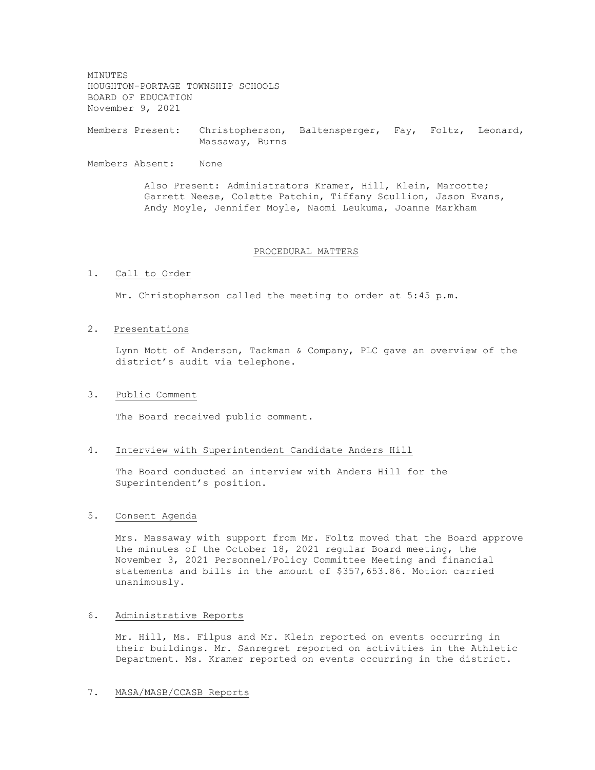MINUTES
HOUGHTON-PORTAGE TOWNSHIP SCHOOLS
BOARD OF EDUCATION
November 9, 2021

Members Present: Christopherson, Baltensperger, Fay, Foltz, Leonard, Massaway, Burns

Members Absent: None

Also Present: Administrators Kramer, Hill, Klein, Marcotte; Garrett Neese, Colette Patchin, Tiffany Scullion, Jason Evans, Andy Moyle, Jennifer Moyle, Naomi Leukuma, Joanne Markham

## PROCEDURAL MATTERS

1. Call to Order

   Mr. Christopherson called the meeting to order at 5:45 p.m.

2. Presentations

   Lynn Mott of Anderson, Tackman & Company, PLC gave an overview of the district's audit via telephone.

3. Public Comment

   The Board received public comment.

4. Interview with Superintendent Candidate Anders Hill

   The Board conducted an interview with Anders Hill for the Superintendent's position.

5. Consent Agenda

   Mrs. Massaway with support from Mr. Foltz moved that the Board approve the minutes of the October 18, 2021 regular Board meeting, the November 3, 2021 Personnel/Policy Committee Meeting and financial statements and bills in the amount of $357,653.86. Motion carried unanimously.

6. Administrative Reports

   Mr. Hill, Ms. Filpus and Mr. Klein reported on events occurring in their buildings. Mr. Sanregret reported on activities in the Athletic Department. Ms. Kramer reported on events occurring in the district.

7. MASA/MASB/CCASB Reports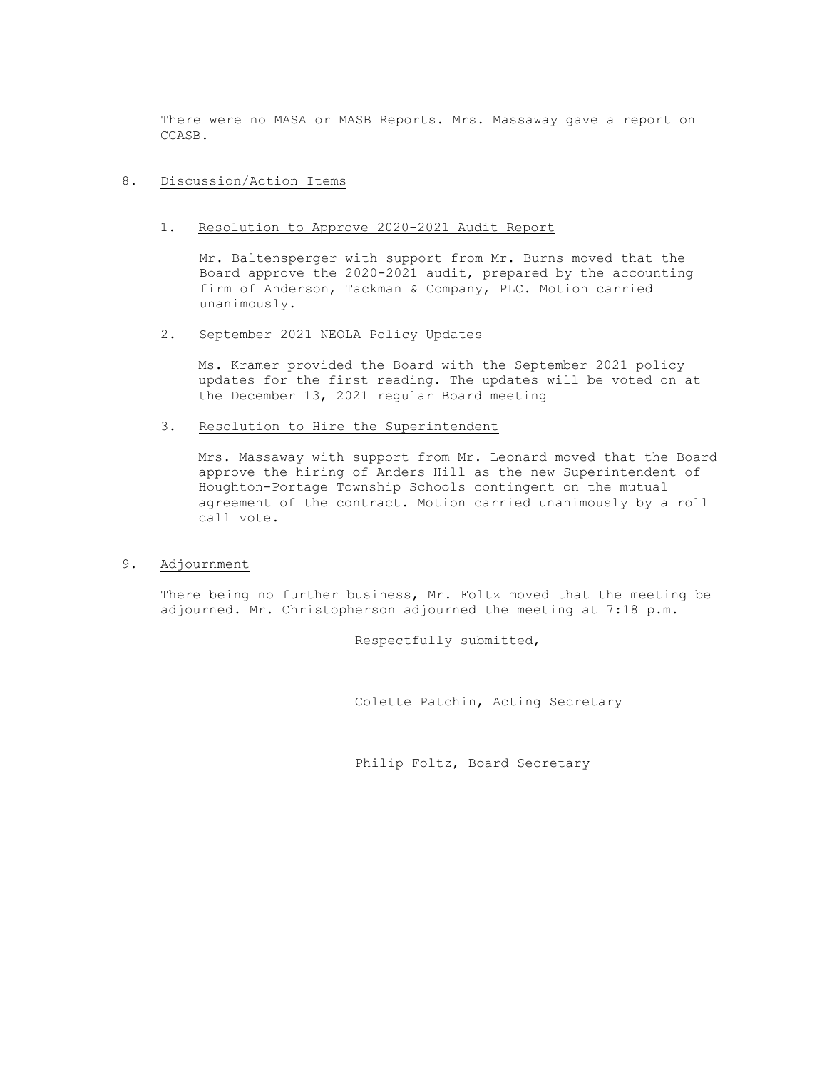There were no MASA or MASB Reports. Mrs. Massaway gave a report on CCASB.

8. Discussion/Action Items

   1. Resolution to Approve 2020-2021 Audit Report

      Mr. Baltensperger with support from Mr. Burns moved that the Board approve the 2020-2021 audit, prepared by the accounting firm of Anderson, Tackman & Company, PLC. Motion carried unanimously.

   2. September 2021 NEOLA Policy Updates

      Ms. Kramer provided the Board with the September 2021 policy updates for the first reading. The updates will be voted on at the December 13, 2021 regular Board meeting

   3. Resolution to Hire the Superintendent

      Mrs. Massaway with support from Mr. Leonard moved that the Board approve the hiring of Anders Hill as the new Superintendent of Houghton-Portage Township Schools contingent on the mutual agreement of the contract. Motion carried unanimously by a roll call vote.

9. Adjournment

   There being no further business, Mr. Foltz moved that the meeting be adjourned. Mr. Christopherson adjourned the meeting at 7:18 p.m.

Respectfully submitted,

Colette Patchin, Acting Secretary

Philip Foltz, Board Secretary